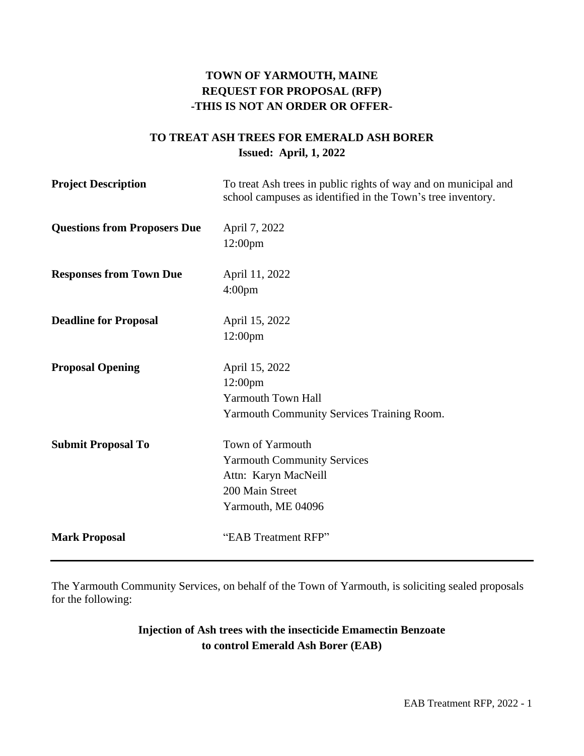# TOWN OF YARMOUTH, MAINE
# REQUEST FOR PROPOSAL (RFP)
## -THIS IS NOT AN ORDER OR OFFER-

## TO TREAT ASH TREES FOR EMERALD ASH BORER
**Issued: April, 1, 2022**

| | |
|---|---|
| **Project Description** | To treat Ash trees in public rights of way and on municipal and school campuses as identified in the Town's tree inventory. |
| **Questions from Proposers Due** | April 7, 2022<br>12:00pm |
| **Responses from Town Due** | April 11, 2022<br>4:00pm |
| **Deadline for Proposal** | April 15, 2022<br>12:00pm |
| **Proposal Opening** | April 15, 2022<br>12:00pm<br>Yarmouth Town Hall<br>Yarmouth Community Services Training Room. |
| **Submit Proposal To** | Town of Yarmouth<br>Yarmouth Community Services<br>Attn: Karyn MacNeill<br>200 Main Street<br>Yarmouth, ME 04096 |
| **Mark Proposal** | "EAB Treatment RFP" |

---

The Yarmouth Community Services, on behalf of the Town of Yarmouth, is soliciting sealed proposals for the following:

**Injection of Ash trees with the insecticide Emamectin Benzoate to control Emerald Ash Borer (EAB)**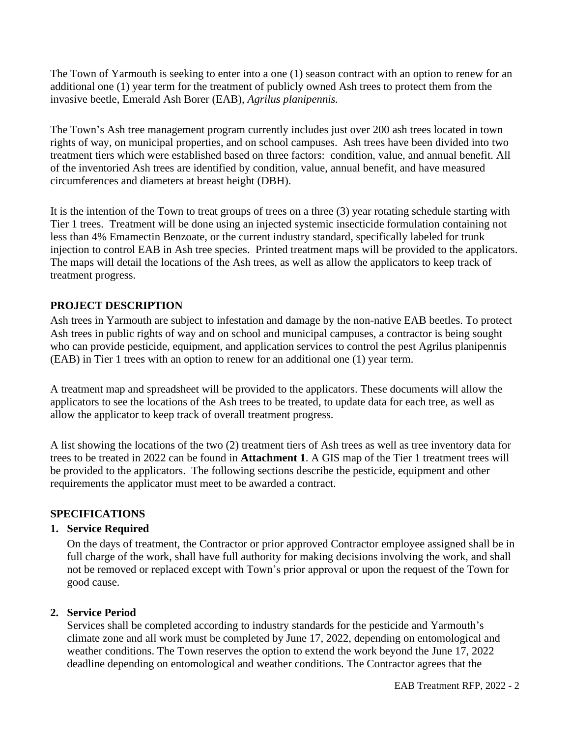The Town of Yarmouth is seeking to enter into a one (1) season contract with an option to renew for an additional one (1) year term for the treatment of publicly owned Ash trees to protect them from the invasive beetle, Emerald Ash Borer (EAB), *Agrilus planipennis.*

The Town's Ash tree management program currently includes just over 200 ash trees located in town rights of way, on municipal properties, and on school campuses. Ash trees have been divided into two treatment tiers which were established based on three factors: condition, value, and annual benefit. All of the inventoried Ash trees are identified by condition, value, annual benefit, and have measured circumferences and diameters at breast height (DBH).

It is the intention of the Town to treat groups of trees on a three (3) year rotating schedule starting with Tier 1 trees. Treatment will be done using an injected systemic insecticide formulation containing not less than 4% Emamectin Benzoate, or the current industry standard, specifically labeled for trunk injection to control EAB in Ash tree species. Printed treatment maps will be provided to the applicators. The maps will detail the locations of the Ash trees, as well as allow the applicators to keep track of treatment progress.

## PROJECT DESCRIPTION

Ash trees in Yarmouth are subject to infestation and damage by the non-native EAB beetles. To protect Ash trees in public rights of way and on school and municipal campuses, a contractor is being sought who can provide pesticide, equipment, and application services to control the pest Agrilus planipennis (EAB) in Tier 1 trees with an option to renew for an additional one (1) year term.

A treatment map and spreadsheet will be provided to the applicators. These documents will allow the applicators to see the locations of the Ash trees to be treated, to update data for each tree, as well as allow the applicator to keep track of overall treatment progress.

A list showing the locations of the two (2) treatment tiers of Ash trees as well as tree inventory data for trees to be treated in 2022 can be found in **Attachment 1**. A GIS map of the Tier 1 treatment trees will be provided to the applicators. The following sections describe the pesticide, equipment and other requirements the applicator must meet to be awarded a contract.

## SPECIFICATIONS

### 1. Service Required

On the days of treatment, the Contractor or prior approved Contractor employee assigned shall be in full charge of the work, shall have full authority for making decisions involving the work, and shall not be removed or replaced except with Town's prior approval or upon the request of the Town for good cause.

### 2. Service Period

Services shall be completed according to industry standards for the pesticide and Yarmouth's climate zone and all work must be completed by June 17, 2022, depending on entomological and weather conditions. The Town reserves the option to extend the work beyond the June 17, 2022 deadline depending on entomological and weather conditions. The Contractor agrees that the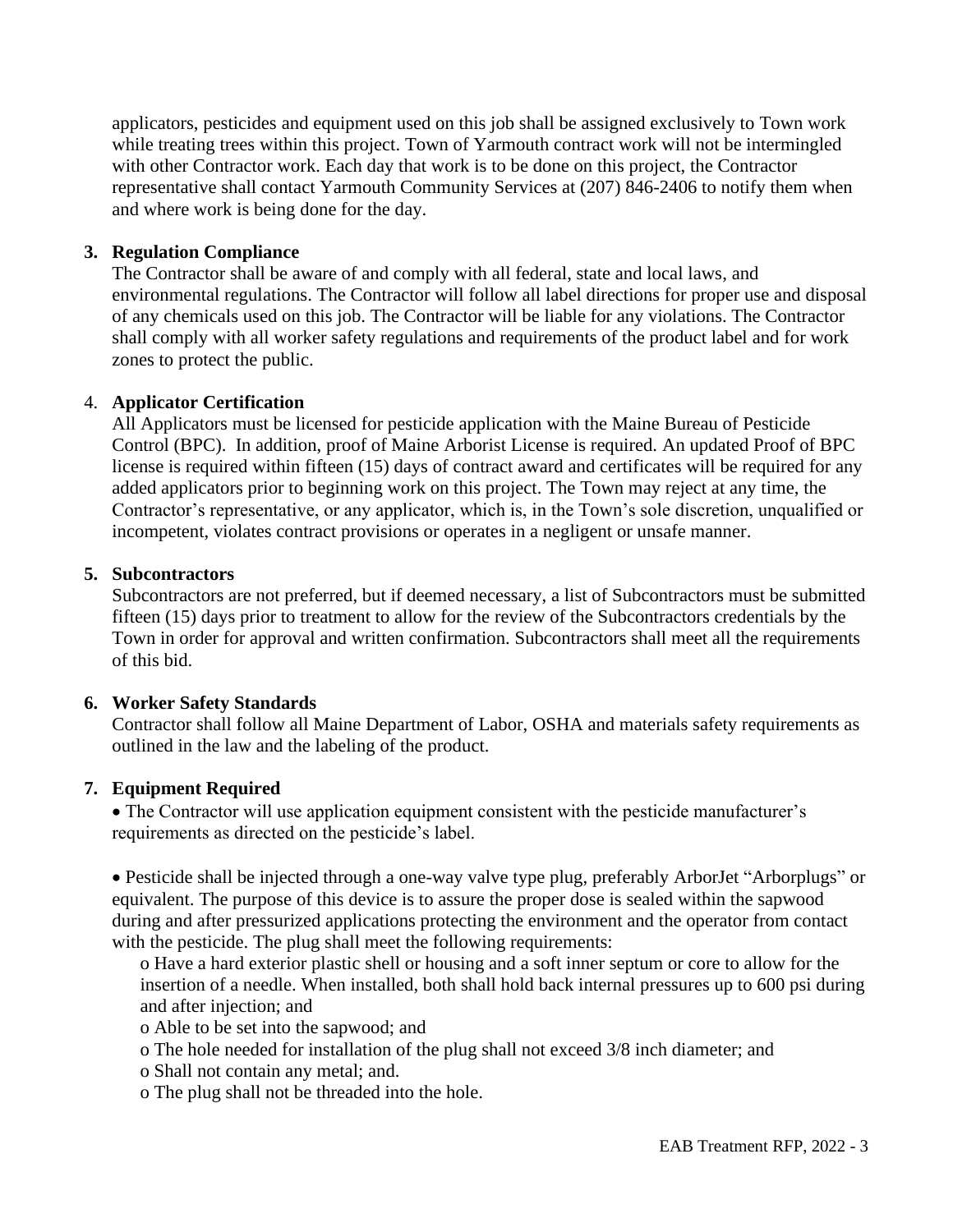applicators, pesticides and equipment used on this job shall be assigned exclusively to Town work while treating trees within this project. Town of Yarmouth contract work will not be intermingled with other Contractor work. Each day that work is to be done on this project, the Contractor representative shall contact Yarmouth Community Services at (207) 846-2406 to notify them when and where work is being done for the day.

**3. Regulation Compliance**

The Contractor shall be aware of and comply with all federal, state and local laws, and environmental regulations. The Contractor will follow all label directions for proper use and disposal of any chemicals used on this job. The Contractor will be liable for any violations. The Contractor shall comply with all worker safety regulations and requirements of the product label and for work zones to protect the public.

4. **Applicator Certification**

All Applicators must be licensed for pesticide application with the Maine Bureau of Pesticide Control (BPC). In addition, proof of Maine Arborist License is required. An updated Proof of BPC license is required within fifteen (15) days of contract award and certificates will be required for any added applicators prior to beginning work on this project. The Town may reject at any time, the Contractor's representative, or any applicator, which is, in the Town's sole discretion, unqualified or incompetent, violates contract provisions or operates in a negligent or unsafe manner.

**5. Subcontractors**

Subcontractors are not preferred, but if deemed necessary, a list of Subcontractors must be submitted fifteen (15) days prior to treatment to allow for the review of the Subcontractors credentials by the Town in order for approval and written confirmation. Subcontractors shall meet all the requirements of this bid.

**6. Worker Safety Standards**

Contractor shall follow all Maine Department of Labor, OSHA and materials safety requirements as outlined in the law and the labeling of the product.

**7. Equipment Required**

- The Contractor will use application equipment consistent with the pesticide manufacturer's requirements as directed on the pesticide's label.

- Pesticide shall be injected through a one-way valve type plug, preferably ArborJet "Arborplugs" or equivalent. The purpose of this device is to assure the proper dose is sealed within the sapwood during and after pressurized applications protecting the environment and the operator from contact with the pesticide. The plug shall meet the following requirements:
  - Have a hard exterior plastic shell or housing and a soft inner septum or core to allow for the insertion of a needle. When installed, both shall hold back internal pressures up to 600 psi during and after injection; and
  - Able to be set into the sapwood; and
  - The hole needed for installation of the plug shall not exceed 3/8 inch diameter; and
  - Shall not contain any metal; and.
  - The plug shall not be threaded into the hole.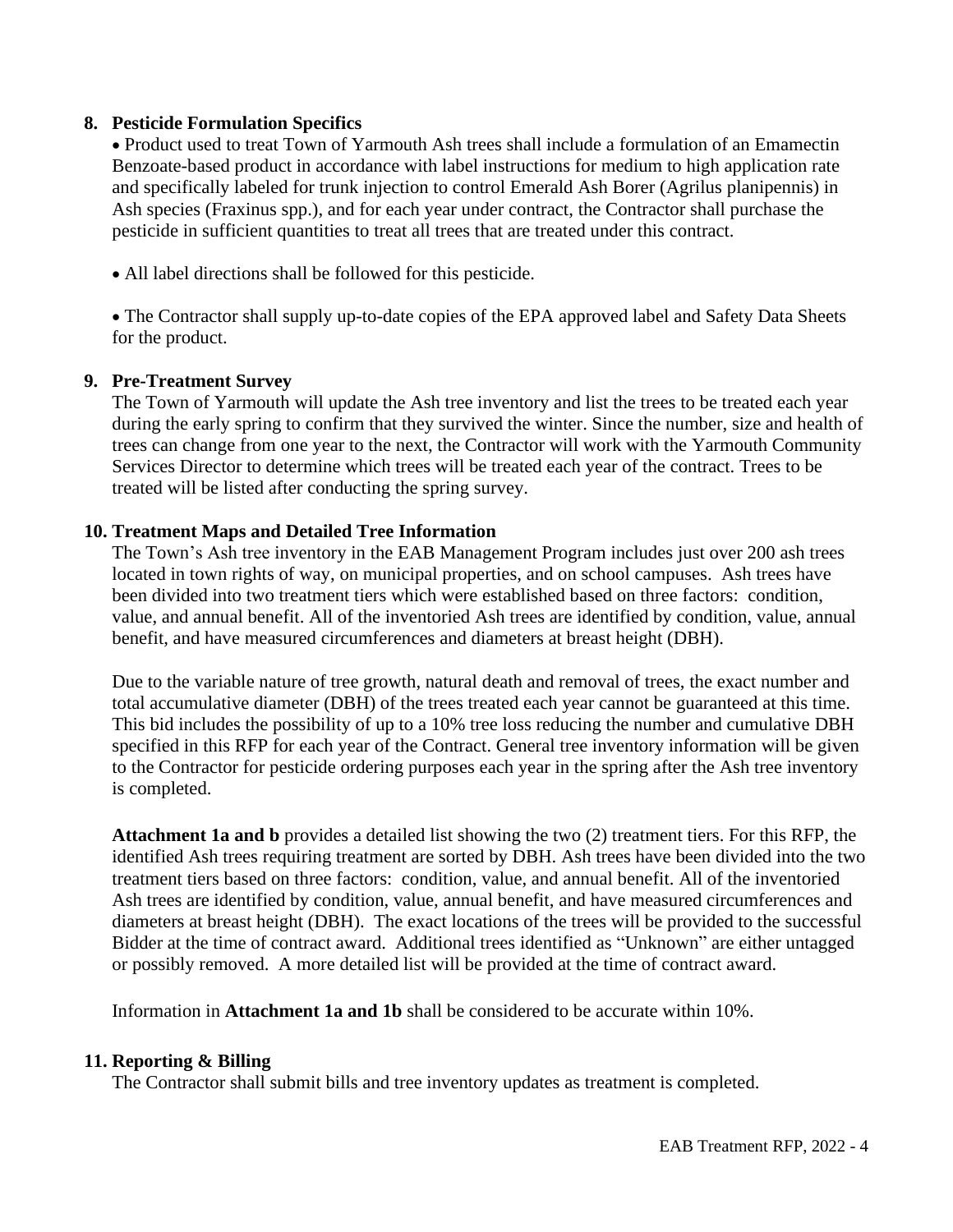## 8. Pesticide Formulation Specifics

- Product used to treat Town of Yarmouth Ash trees shall include a formulation of an Emamectin Benzoate-based product in accordance with label instructions for medium to high application rate and specifically labeled for trunk injection to control Emerald Ash Borer (Agrilus planipennis) in Ash species (Fraxinus spp.), and for each year under contract, the Contractor shall purchase the pesticide in sufficient quantities to treat all trees that are treated under this contract.

- All label directions shall be followed for this pesticide.

- The Contractor shall supply up-to-date copies of the EPA approved label and Safety Data Sheets for the product.

## 9. Pre-Treatment Survey

The Town of Yarmouth will update the Ash tree inventory and list the trees to be treated each year during the early spring to confirm that they survived the winter. Since the number, size and health of trees can change from one year to the next, the Contractor will work with the Yarmouth Community Services Director to determine which trees will be treated each year of the contract. Trees to be treated will be listed after conducting the spring survey.

## 10. Treatment Maps and Detailed Tree Information

The Town's Ash tree inventory in the EAB Management Program includes just over 200 ash trees located in town rights of way, on municipal properties, and on school campuses. Ash trees have been divided into two treatment tiers which were established based on three factors: condition, value, and annual benefit. All of the inventoried Ash trees are identified by condition, value, annual benefit, and have measured circumferences and diameters at breast height (DBH).

Due to the variable nature of tree growth, natural death and removal of trees, the exact number and total accumulative diameter (DBH) of the trees treated each year cannot be guaranteed at this time. This bid includes the possibility of up to a 10% tree loss reducing the number and cumulative DBH specified in this RFP for each year of the Contract. General tree inventory information will be given to the Contractor for pesticide ordering purposes each year in the spring after the Ash tree inventory is completed.

**Attachment 1a and b** provides a detailed list showing the two (2) treatment tiers. For this RFP, the identified Ash trees requiring treatment are sorted by DBH. Ash trees have been divided into the two treatment tiers based on three factors: condition, value, and annual benefit. All of the inventoried Ash trees are identified by condition, value, annual benefit, and have measured circumferences and diameters at breast height (DBH). The exact locations of the trees will be provided to the successful Bidder at the time of contract award. Additional trees identified as "Unknown" are either untagged or possibly removed. A more detailed list will be provided at the time of contract award.

Information in **Attachment 1a and 1b** shall be considered to be accurate within 10%.

## 11. Reporting & Billing

The Contractor shall submit bills and tree inventory updates as treatment is completed.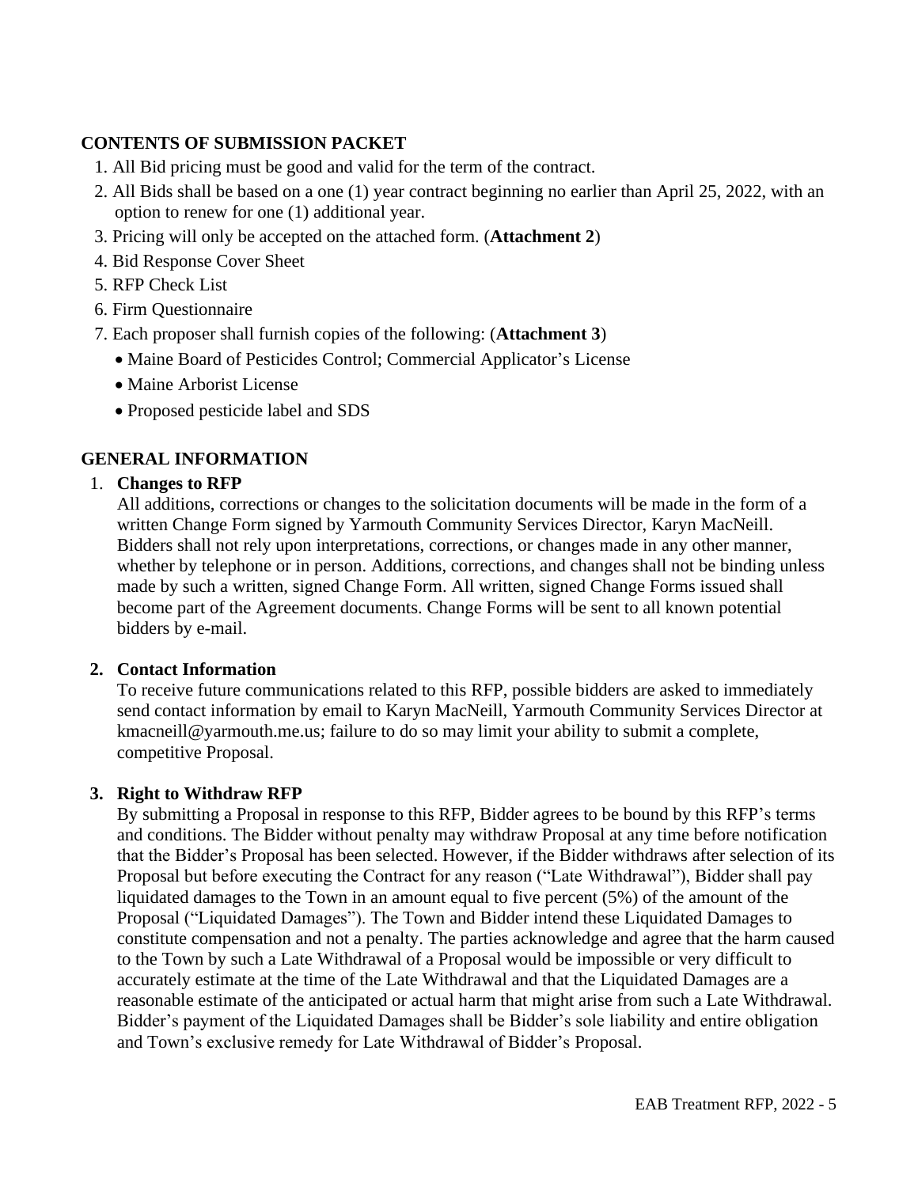## CONTENTS OF SUBMISSION PACKET

1. All Bid pricing must be good and valid for the term of the contract.
2. All Bids shall be based on a one (1) year contract beginning no earlier than April 25, 2022, with an option to renew for one (1) additional year.
3. Pricing will only be accepted on the attached form. (**Attachment 2**)
4. Bid Response Cover Sheet
5. RFP Check List
6. Firm Questionnaire
7. Each proposer shall furnish copies of the following: (**Attachment 3**)
   - Maine Board of Pesticides Control; Commercial Applicator's License
   - Maine Arborist License
   - Proposed pesticide label and SDS

## GENERAL INFORMATION

1. **Changes to RFP**
   All additions, corrections or changes to the solicitation documents will be made in the form of a written Change Form signed by Yarmouth Community Services Director, Karyn MacNeill. Bidders shall not rely upon interpretations, corrections, or changes made in any other manner, whether by telephone or in person. Additions, corrections, and changes shall not be binding unless made by such a written, signed Change Form. All written, signed Change Forms issued shall become part of the Agreement documents. Change Forms will be sent to all known potential bidders by e-mail.

2. **Contact Information**
   To receive future communications related to this RFP, possible bidders are asked to immediately send contact information by email to Karyn MacNeill, Yarmouth Community Services Director at kmacneill@yarmouth.me.us; failure to do so may limit your ability to submit a complete, competitive Proposal.

3. **Right to Withdraw RFP**
   By submitting a Proposal in response to this RFP, Bidder agrees to be bound by this RFP's terms and conditions. The Bidder without penalty may withdraw Proposal at any time before notification that the Bidder's Proposal has been selected. However, if the Bidder withdraws after selection of its Proposal but before executing the Contract for any reason ("Late Withdrawal"), Bidder shall pay liquidated damages to the Town in an amount equal to five percent (5%) of the amount of the Proposal ("Liquidated Damages"). The Town and Bidder intend these Liquidated Damages to constitute compensation and not a penalty. The parties acknowledge and agree that the harm caused to the Town by such a Late Withdrawal of a Proposal would be impossible or very difficult to accurately estimate at the time of the Late Withdrawal and that the Liquidated Damages are a reasonable estimate of the anticipated or actual harm that might arise from such a Late Withdrawal. Bidder's payment of the Liquidated Damages shall be Bidder's sole liability and entire obligation and Town's exclusive remedy for Late Withdrawal of Bidder's Proposal.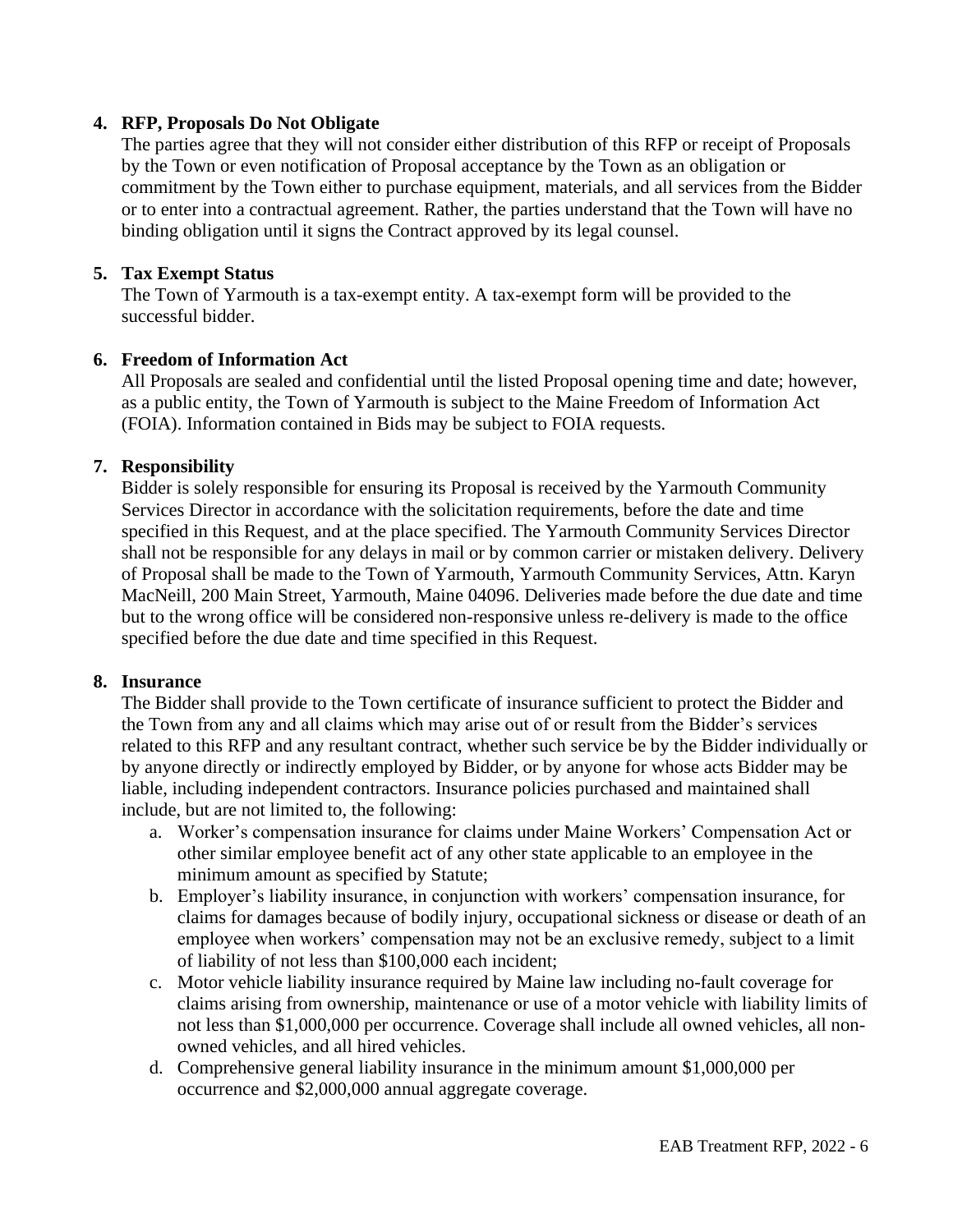**4. RFP, Proposals Do Not Obligate**

The parties agree that they will not consider either distribution of this RFP or receipt of Proposals by the Town or even notification of Proposal acceptance by the Town as an obligation or commitment by the Town either to purchase equipment, materials, and all services from the Bidder or to enter into a contractual agreement. Rather, the parties understand that the Town will have no binding obligation until it signs the Contract approved by its legal counsel.

**5. Tax Exempt Status**

The Town of Yarmouth is a tax-exempt entity. A tax-exempt form will be provided to the successful bidder.

**6. Freedom of Information Act**

All Proposals are sealed and confidential until the listed Proposal opening time and date; however, as a public entity, the Town of Yarmouth is subject to the Maine Freedom of Information Act (FOIA). Information contained in Bids may be subject to FOIA requests.

**7. Responsibility**

Bidder is solely responsible for ensuring its Proposal is received by the Yarmouth Community Services Director in accordance with the solicitation requirements, before the date and time specified in this Request, and at the place specified. The Yarmouth Community Services Director shall not be responsible for any delays in mail or by common carrier or mistaken delivery. Delivery of Proposal shall be made to the Town of Yarmouth, Yarmouth Community Services, Attn. Karyn MacNeill, 200 Main Street, Yarmouth, Maine 04096. Deliveries made before the due date and time but to the wrong office will be considered non-responsive unless re-delivery is made to the office specified before the due date and time specified in this Request.

**8. Insurance**

The Bidder shall provide to the Town certificate of insurance sufficient to protect the Bidder and the Town from any and all claims which may arise out of or result from the Bidder's services related to this RFP and any resultant contract, whether such service be by the Bidder individually or by anyone directly or indirectly employed by Bidder, or by anyone for whose acts Bidder may be liable, including independent contractors. Insurance policies purchased and maintained shall include, but are not limited to, the following:

a. Worker's compensation insurance for claims under Maine Workers' Compensation Act or other similar employee benefit act of any other state applicable to an employee in the minimum amount as specified by Statute;

b. Employer's liability insurance, in conjunction with workers' compensation insurance, for claims for damages because of bodily injury, occupational sickness or disease or death of an employee when workers' compensation may not be an exclusive remedy, subject to a limit of liability of not less than $100,000 each incident;

c. Motor vehicle liability insurance required by Maine law including no-fault coverage for claims arising from ownership, maintenance or use of a motor vehicle with liability limits of not less than $1,000,000 per occurrence. Coverage shall include all owned vehicles, all non-owned vehicles, and all hired vehicles.

d. Comprehensive general liability insurance in the minimum amount $1,000,000 per occurrence and $2,000,000 annual aggregate coverage.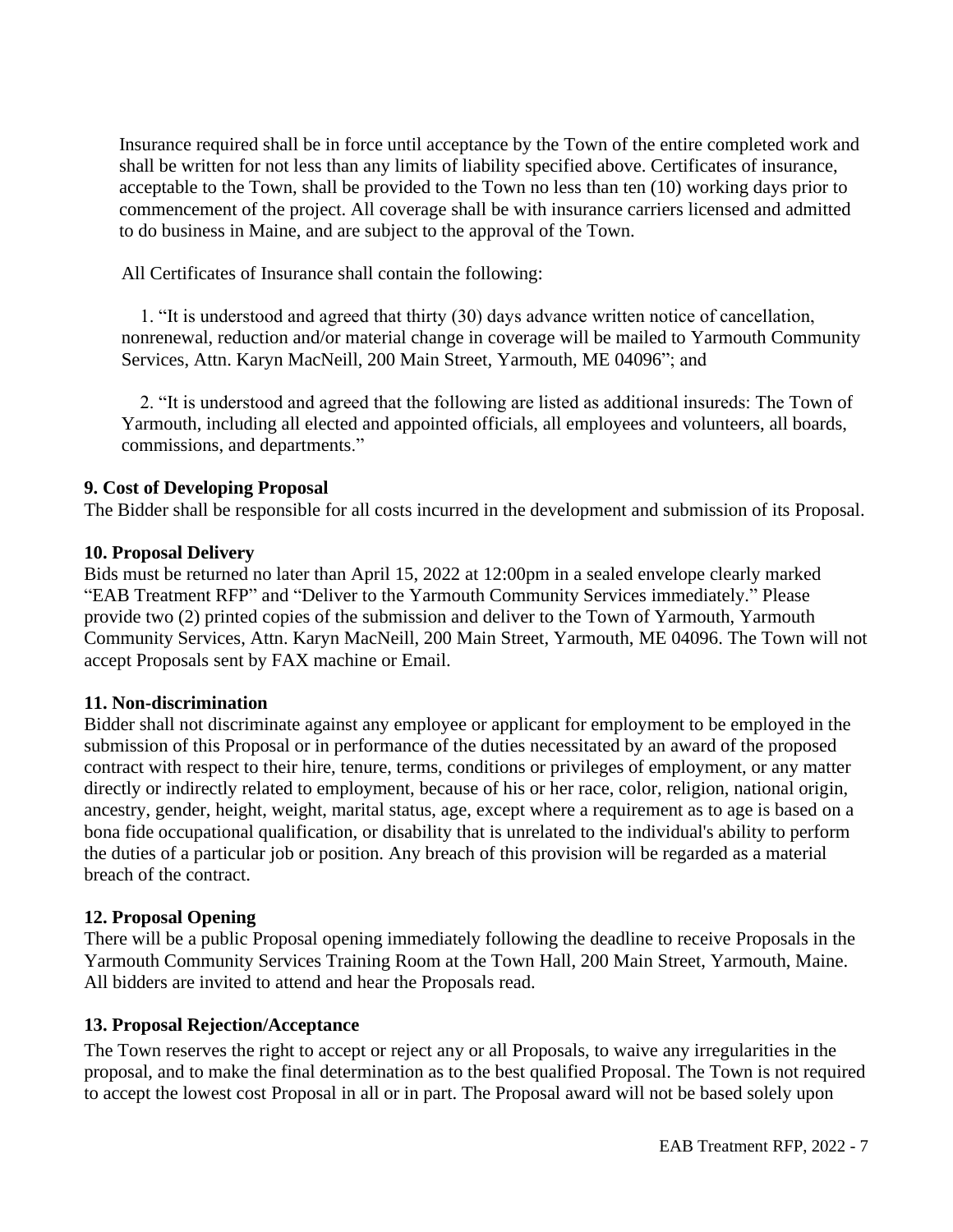Insurance required shall be in force until acceptance by the Town of the entire completed work and shall be written for not less than any limits of liability specified above. Certificates of insurance, acceptable to the Town, shall be provided to the Town no less than ten (10) working days prior to commencement of the project. All coverage shall be with insurance carriers licensed and admitted to do business in Maine, and are subject to the approval of the Town.

All Certificates of Insurance shall contain the following:

1. "It is understood and agreed that thirty (30) days advance written notice of cancellation, nonrenewal, reduction and/or material change in coverage will be mailed to Yarmouth Community Services, Attn. Karyn MacNeill, 200 Main Street, Yarmouth, ME 04096"; and

2. "It is understood and agreed that the following are listed as additional insureds: The Town of Yarmouth, including all elected and appointed officials, all employees and volunteers, all boards, commissions, and departments."

**9. Cost of Developing Proposal**

The Bidder shall be responsible for all costs incurred in the development and submission of its Proposal.

**10. Proposal Delivery**

Bids must be returned no later than April 15, 2022 at 12:00pm in a sealed envelope clearly marked "EAB Treatment RFP" and "Deliver to the Yarmouth Community Services immediately." Please provide two (2) printed copies of the submission and deliver to the Town of Yarmouth, Yarmouth Community Services, Attn. Karyn MacNeill, 200 Main Street, Yarmouth, ME 04096. The Town will not accept Proposals sent by FAX machine or Email.

**11. Non-discrimination**

Bidder shall not discriminate against any employee or applicant for employment to be employed in the submission of this Proposal or in performance of the duties necessitated by an award of the proposed contract with respect to their hire, tenure, terms, conditions or privileges of employment, or any matter directly or indirectly related to employment, because of his or her race, color, religion, national origin, ancestry, gender, height, weight, marital status, age, except where a requirement as to age is based on a bona fide occupational qualification, or disability that is unrelated to the individual's ability to perform the duties of a particular job or position. Any breach of this provision will be regarded as a material breach of the contract.

**12. Proposal Opening**

There will be a public Proposal opening immediately following the deadline to receive Proposals in the Yarmouth Community Services Training Room at the Town Hall, 200 Main Street, Yarmouth, Maine. All bidders are invited to attend and hear the Proposals read.

**13. Proposal Rejection/Acceptance**

The Town reserves the right to accept or reject any or all Proposals, to waive any irregularities in the proposal, and to make the final determination as to the best qualified Proposal. The Town is not required to accept the lowest cost Proposal in all or in part. The Proposal award will not be based solely upon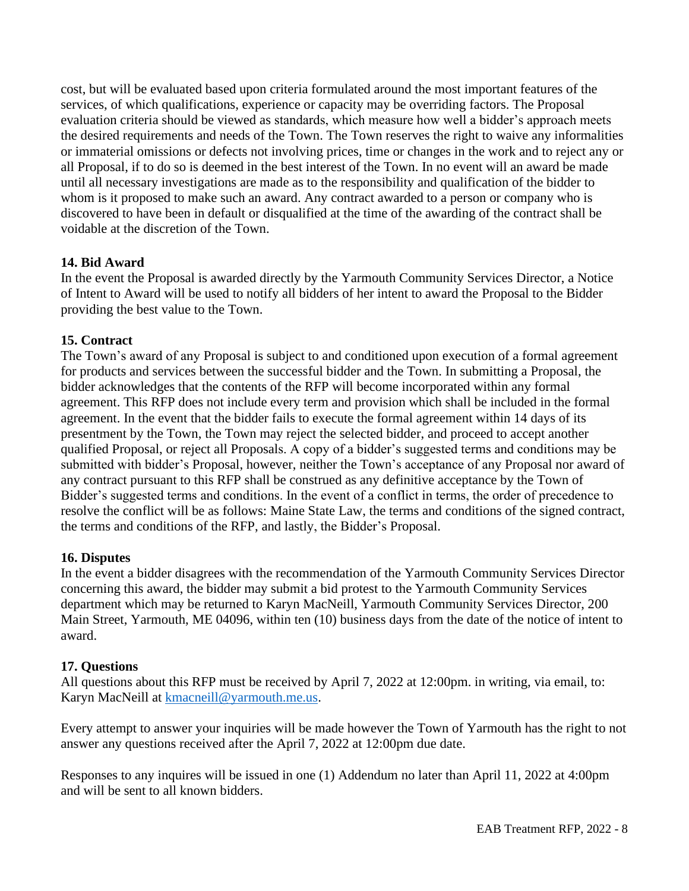cost, but will be evaluated based upon criteria formulated around the most important features of the services, of which qualifications, experience or capacity may be overriding factors. The Proposal evaluation criteria should be viewed as standards, which measure how well a bidder's approach meets the desired requirements and needs of the Town. The Town reserves the right to waive any informalities or immaterial omissions or defects not involving prices, time or changes in the work and to reject any or all Proposal, if to do so is deemed in the best interest of the Town. In no event will an award be made until all necessary investigations are made as to the responsibility and qualification of the bidder to whom is it proposed to make such an award. Any contract awarded to a person or company who is discovered to have been in default or disqualified at the time of the awarding of the contract shall be voidable at the discretion of the Town.

**14. Bid Award**

In the event the Proposal is awarded directly by the Yarmouth Community Services Director, a Notice of Intent to Award will be used to notify all bidders of her intent to award the Proposal to the Bidder providing the best value to the Town.

**15. Contract**

The Town's award of any Proposal is subject to and conditioned upon execution of a formal agreement for products and services between the successful bidder and the Town. In submitting a Proposal, the bidder acknowledges that the contents of the RFP will become incorporated within any formal agreement. This RFP does not include every term and provision which shall be included in the formal agreement. In the event that the bidder fails to execute the formal agreement within 14 days of its presentment by the Town, the Town may reject the selected bidder, and proceed to accept another qualified Proposal, or reject all Proposals. A copy of a bidder's suggested terms and conditions may be submitted with bidder's Proposal, however, neither the Town's acceptance of any Proposal nor award of any contract pursuant to this RFP shall be construed as any definitive acceptance by the Town of Bidder's suggested terms and conditions. In the event of a conflict in terms, the order of precedence to resolve the conflict will be as follows: Maine State Law, the terms and conditions of the signed contract, the terms and conditions of the RFP, and lastly, the Bidder's Proposal.

**16. Disputes**

In the event a bidder disagrees with the recommendation of the Yarmouth Community Services Director concerning this award, the bidder may submit a bid protest to the Yarmouth Community Services department which may be returned to Karyn MacNeill, Yarmouth Community Services Director, 200 Main Street, Yarmouth, ME 04096, within ten (10) business days from the date of the notice of intent to award.

**17. Questions**

All questions about this RFP must be received by April 7, 2022 at 12:00pm. in writing, via email, to: Karyn MacNeill at kmacneill@yarmouth.me.us.

Every attempt to answer your inquiries will be made however the Town of Yarmouth has the right to not answer any questions received after the April 7, 2022 at 12:00pm due date.

Responses to any inquires will be issued in one (1) Addendum no later than April 11, 2022 at 4:00pm and will be sent to all known bidders.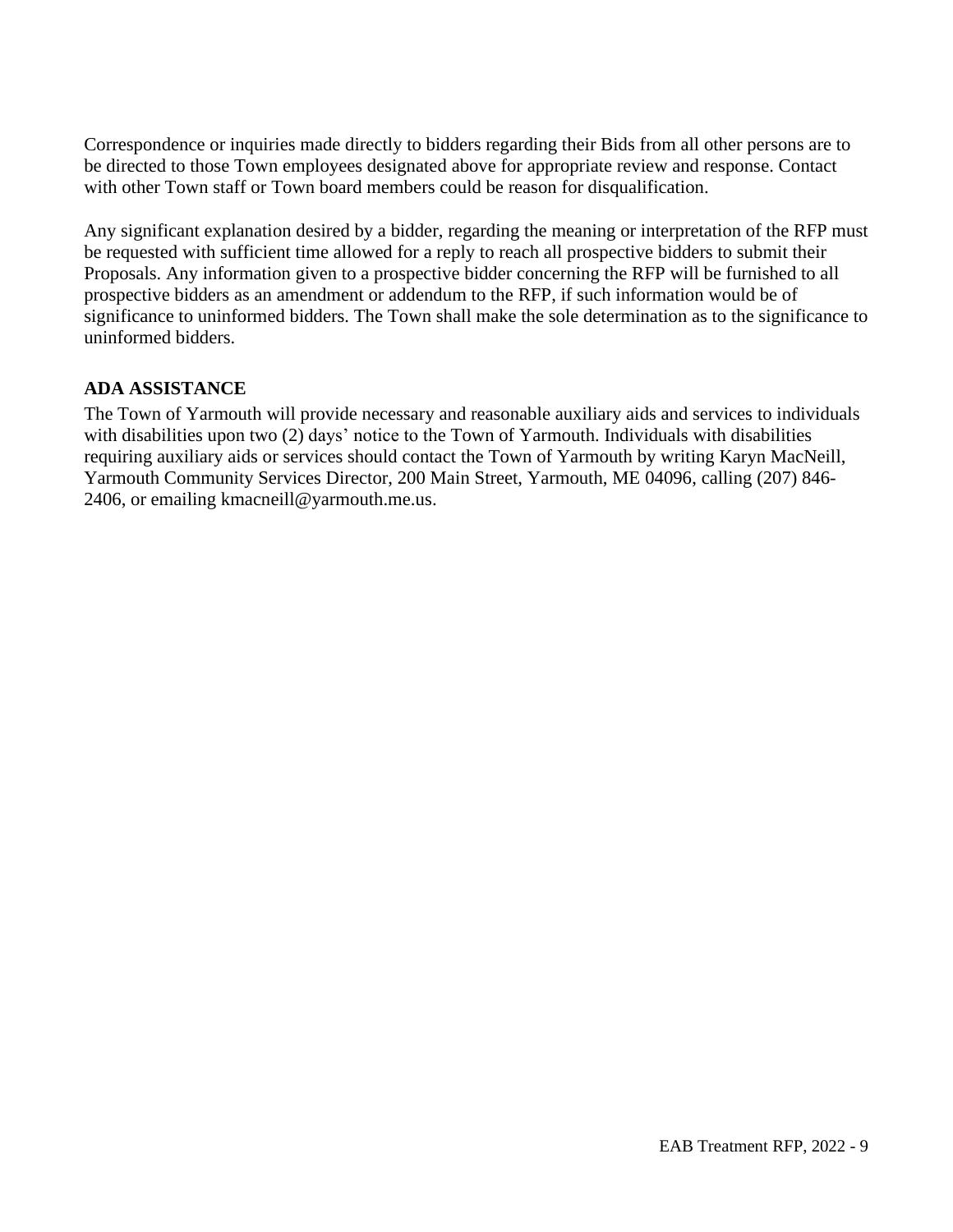Correspondence or inquiries made directly to bidders regarding their Bids from all other persons are to be directed to those Town employees designated above for appropriate review and response. Contact with other Town staff or Town board members could be reason for disqualification.

Any significant explanation desired by a bidder, regarding the meaning or interpretation of the RFP must be requested with sufficient time allowed for a reply to reach all prospective bidders to submit their Proposals. Any information given to a prospective bidder concerning the RFP will be furnished to all prospective bidders as an amendment or addendum to the RFP, if such information would be of significance to uninformed bidders. The Town shall make the sole determination as to the significance to uninformed bidders.

**ADA ASSISTANCE**

The Town of Yarmouth will provide necessary and reasonable auxiliary aids and services to individuals with disabilities upon two (2) days' notice to the Town of Yarmouth. Individuals with disabilities requiring auxiliary aids or services should contact the Town of Yarmouth by writing Karyn MacNeill, Yarmouth Community Services Director, 200 Main Street, Yarmouth, ME 04096, calling (207) 846-2406, or emailing kmacneill@yarmouth.me.us.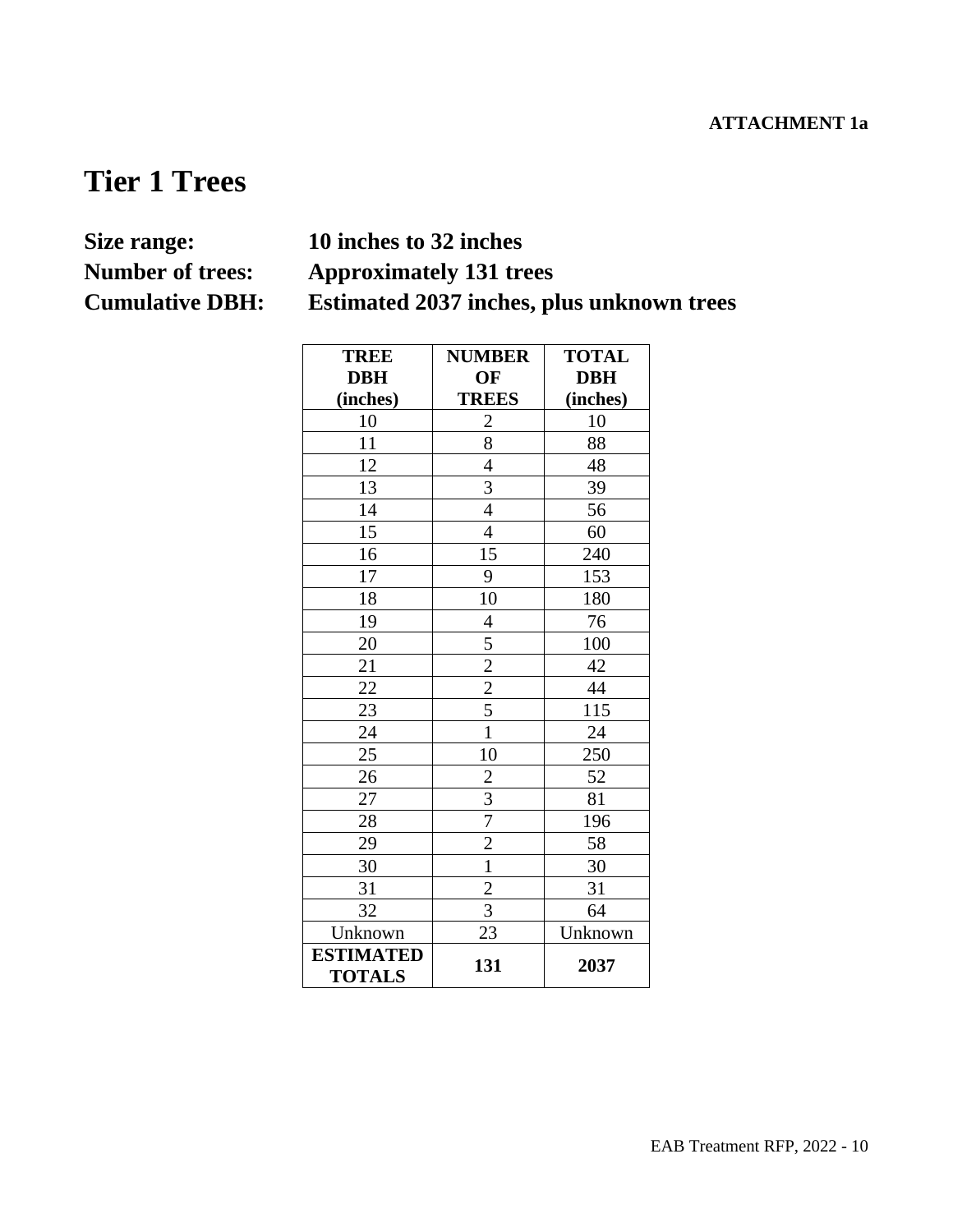**ATTACHMENT 1a**

# Tier 1 Trees

**Size range:** **10 inches to 32 inches**
**Number of trees:** **Approximately 131 trees**
**Cumulative DBH:** **Estimated 2037 inches, plus unknown trees**

| TREE DBH (inches) | NUMBER OF TREES | TOTAL DBH (inches) |
|---|---|---|
| 10 | 2 | 10 |
| 11 | 8 | 88 |
| 12 | 4 | 48 |
| 13 | 3 | 39 |
| 14 | 4 | 56 |
| 15 | 4 | 60 |
| 16 | 15 | 240 |
| 17 | 9 | 153 |
| 18 | 10 | 180 |
| 19 | 4 | 76 |
| 20 | 5 | 100 |
| 21 | 2 | 42 |
| 22 | 2 | 44 |
| 23 | 5 | 115 |
| 24 | 1 | 24 |
| 25 | 10 | 250 |
| 26 | 2 | 52 |
| 27 | 3 | 81 |
| 28 | 7 | 196 |
| 29 | 2 | 58 |
| 30 | 1 | 30 |
| 31 | 2 | 31 |
| 32 | 3 | 64 |
| Unknown | 23 | Unknown |
| **ESTIMATED TOTALS** | **131** | **2037** |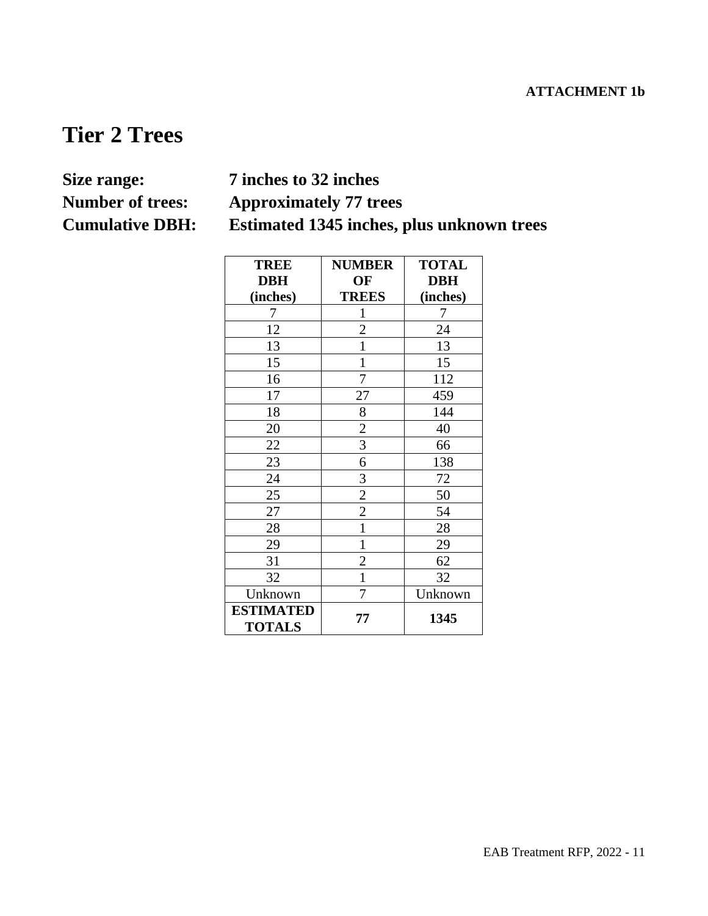**ATTACHMENT 1b**

# Tier 2 Trees

**Size range:** 7 inches to 32 inches
**Number of trees:** Approximately 77 trees
**Cumulative DBH:** Estimated 1345 inches, plus unknown trees

| TREE DBH (inches) | NUMBER OF TREES | TOTAL DBH (inches) |
|---|---|---|
| 7 | 1 | 7 |
| 12 | 2 | 24 |
| 13 | 1 | 13 |
| 15 | 1 | 15 |
| 16 | 7 | 112 |
| 17 | 27 | 459 |
| 18 | 8 | 144 |
| 20 | 2 | 40 |
| 22 | 3 | 66 |
| 23 | 6 | 138 |
| 24 | 3 | 72 |
| 25 | 2 | 50 |
| 27 | 2 | 54 |
| 28 | 1 | 28 |
| 29 | 1 | 29 |
| 31 | 2 | 62 |
| 32 | 1 | 32 |
| Unknown | 7 | Unknown |
| **ESTIMATED TOTALS** | **77** | **1345** |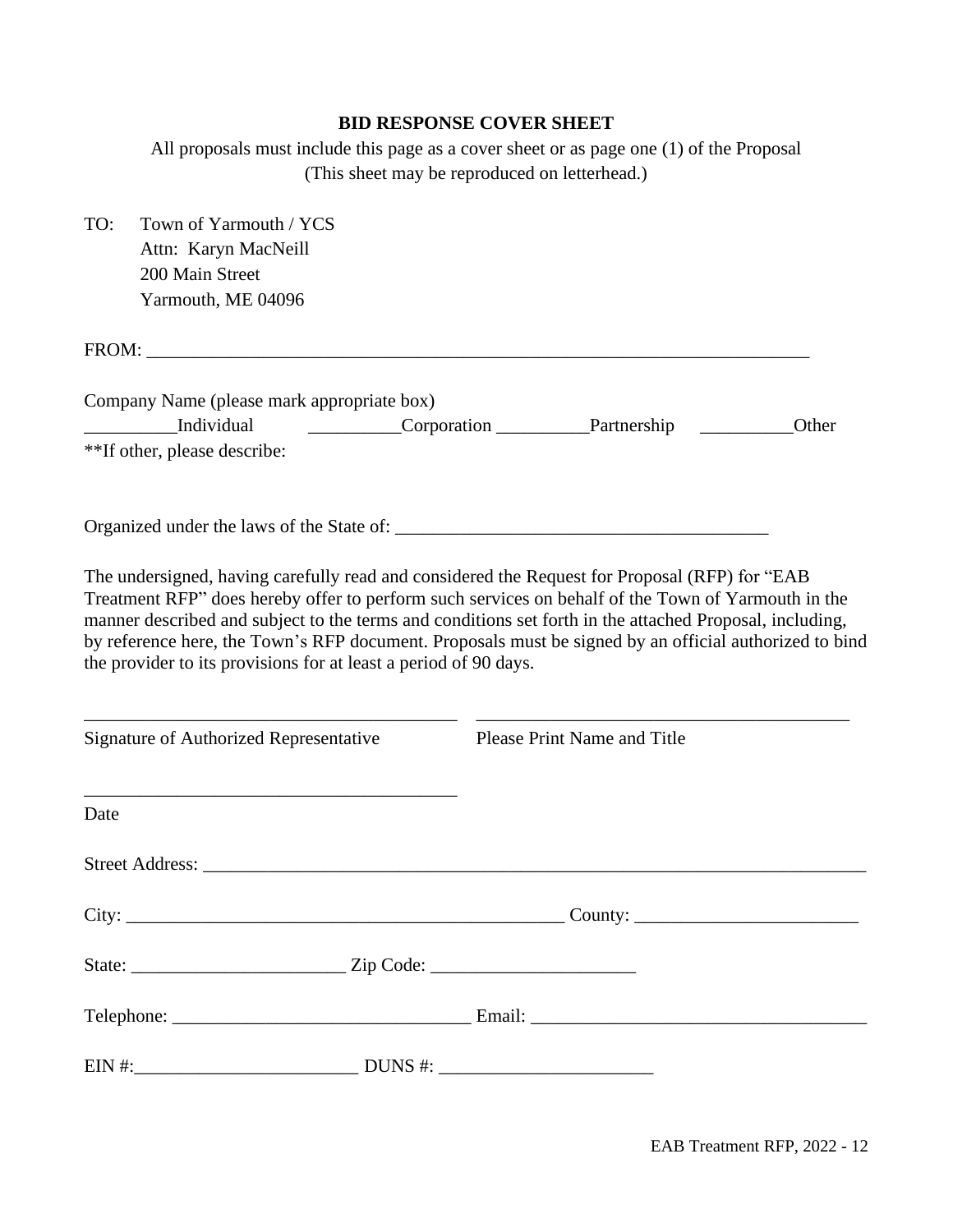**BID RESPONSE COVER SHEET**

All proposals must include this page as a cover sheet or as page one (1) of the Proposal
(This sheet may be reproduced on letterhead.)

TO: Town of Yarmouth / YCS
Attn: Karyn MacNeill
200 Main Street
Yarmouth, ME 04096

FROM: ___________________________________________________________________________

Company Name (please mark appropriate box)
__________Individual __________Corporation __________Partnership __________Other
**If other, please describe:

Organized under the laws of the State of: ________________________________________

The undersigned, having carefully read and considered the Request for Proposal (RFP) for "EAB Treatment RFP" does hereby offer to perform such services on behalf of the Town of Yarmouth in the manner described and subject to the terms and conditions set forth in the attached Proposal, including, by reference here, the Town's RFP document. Proposals must be signed by an official authorized to bind the provider to its provisions for at least a period of 90 days.

________________________________________ ________________________________________
Signature of Authorized Representative Please Print Name and Title

________________________________________
Date

Street Address: __________________________________________________________________________

City: ________________________________________________ County: ________________________

State: _______________________ Zip Code: ______________________

Telephone: ________________________________ Email: ____________________________________

EIN #:________________________ DUNS #: _______________________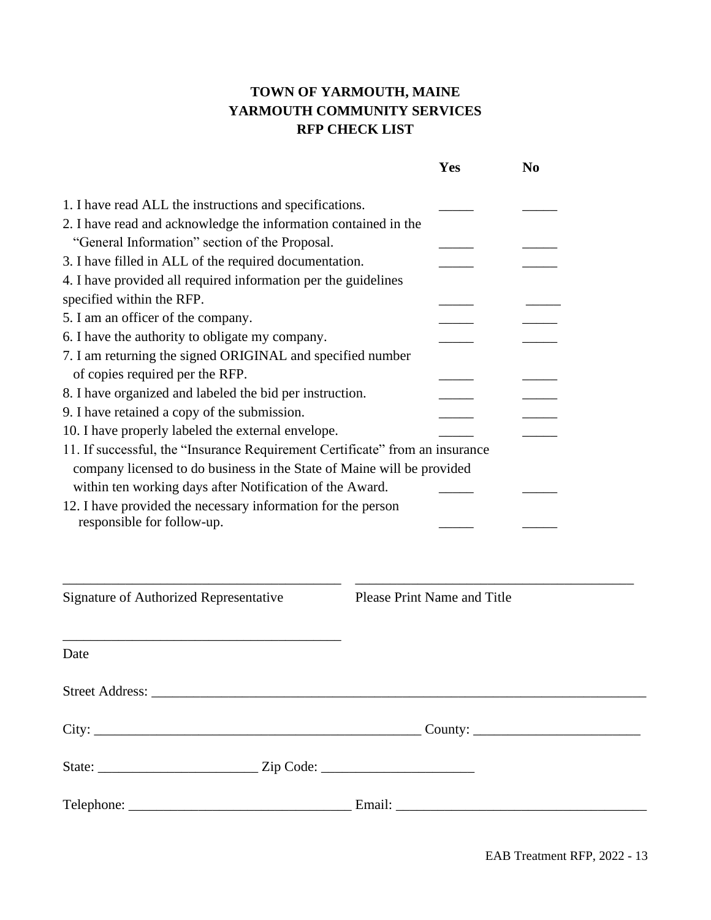# TOWN OF YARMOUTH, MAINE
# YARMOUTH COMMUNITY SERVICES
# RFP CHECK LIST

| | Yes | No |
|---|---|---|
| 1. I have read ALL the instructions and specifications. | _____ | _____ |
| 2. I have read and acknowledge the information contained in the "General Information" section of the Proposal. | _____ | _____ |
| 3. I have filled in ALL of the required documentation. | _____ | _____ |
| 4. I have provided all required information per the guidelines specified within the RFP. | _____ | _____ |
| 5. I am an officer of the company. | _____ | _____ |
| 6. I have the authority to obligate my company. | _____ | _____ |
| 7. I am returning the signed ORIGINAL and specified number of copies required per the RFP. | _____ | _____ |
| 8. I have organized and labeled the bid per instruction. | _____ | _____ |
| 9. I have retained a copy of the submission. | _____ | _____ |
| 10. I have properly labeled the external envelope. | _____ | _____ |
| 11. If successful, the "Insurance Requirement Certificate" from an insurance company licensed to do business in the State of Maine will be provided within ten working days after Notification of the Award. | _____ | _____ |
| 12. I have provided the necessary information for the person responsible for follow-up. | _____ | _____ |

________________________________________ ________________________________________

Signature of Authorized Representative Please Print Name and Title

________________________________________

Date

Street Address: ___________________________________________________________________________

City: _________________________________________________ County: ________________________

State: _______________________ Zip Code: ______________________

Telephone: _______________________________ Email: ___________________________________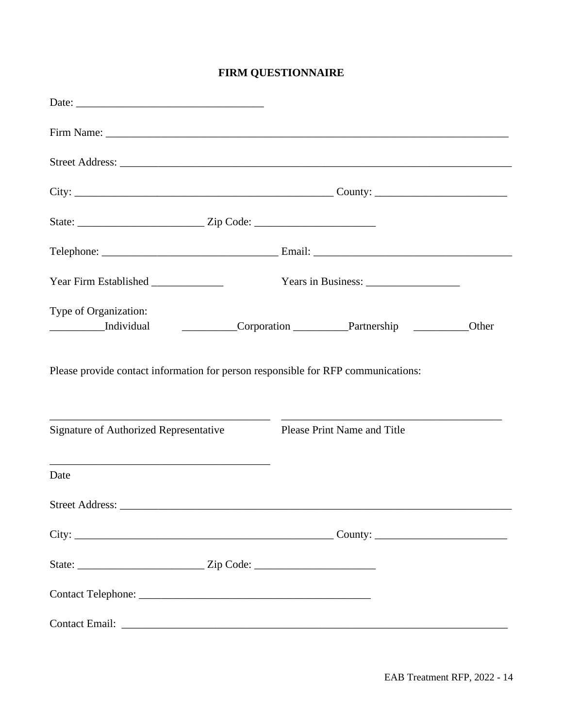**FIRM QUESTIONNAIRE**

Date: ___________________________________

Firm Name: ___________________________________________________________________________

Street Address: _________________________________________________________________________

City: ________________________________________________ County: ________________________

State: _______________________ Zip Code: ______________________

Telephone: ________________________________ Email: ____________________________________

Year Firm Established _____________ Years in Business: _________________

Type of Organization:
__________Individual __________Corporation __________Partnership __________Other

Please provide contact information for person responsible for RFP communications:

_________________________________________ _________________________________________
Signature of Authorized Representative Please Print Name and Title

_________________________________________
Date

Street Address: _________________________________________________________________________

City: ________________________________________________ County: ________________________

State: _______________________ Zip Code: ______________________

Contact Telephone: ___________________________________________

Contact Email: _________________________________________________________________________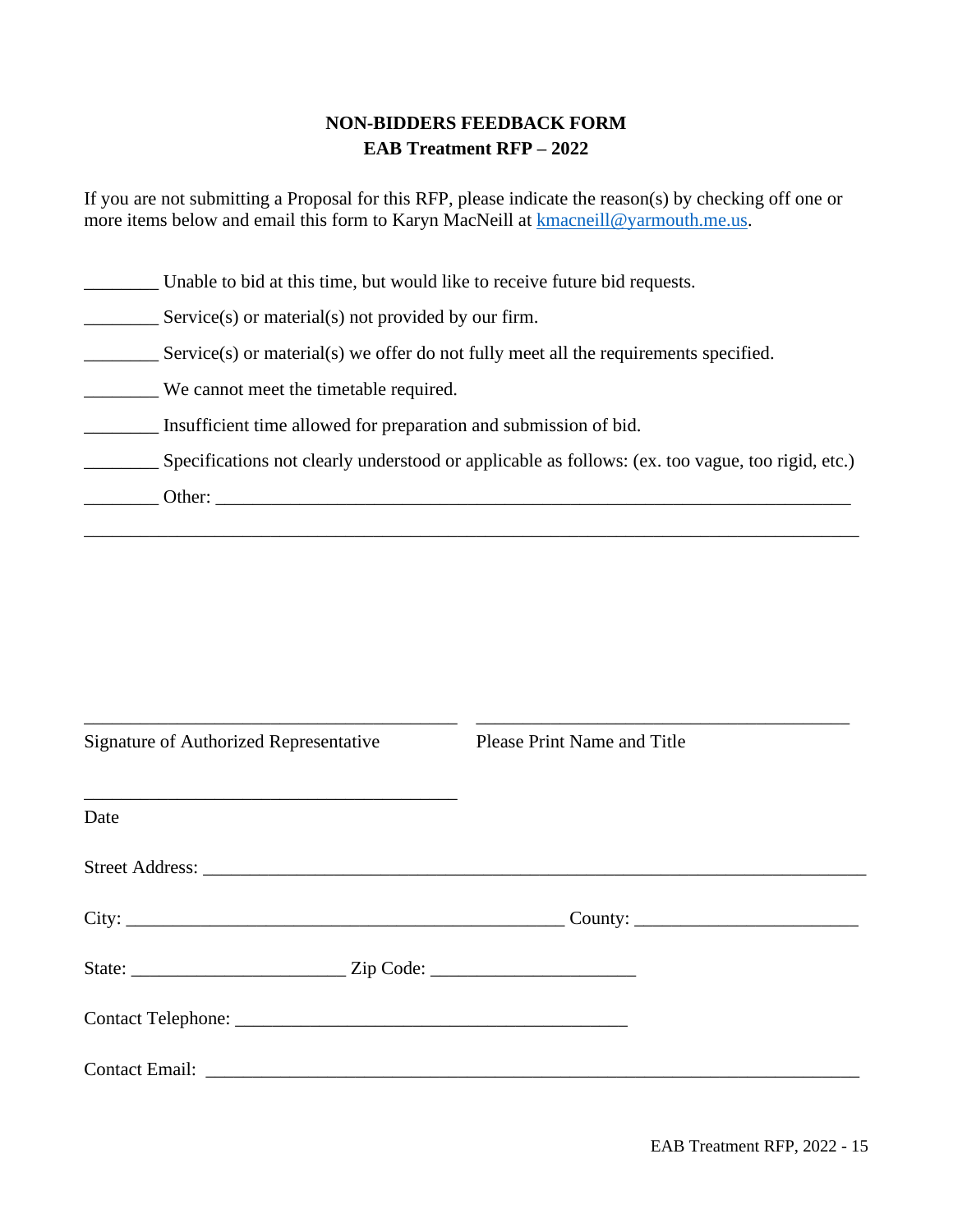**NON-BIDDERS FEEDBACK FORM**
**EAB Treatment RFP – 2022**

If you are not submitting a Proposal for this RFP, please indicate the reason(s) by checking off one or more items below and email this form to Karyn MacNeill at kmacneill@yarmouth.me.us.

________ Unable to bid at this time, but would like to receive future bid requests.

________ Service(s) or material(s) not provided by our firm.

________ Service(s) or material(s) we offer do not fully meet all the requirements specified.

________ We cannot meet the timetable required.

________ Insufficient time allowed for preparation and submission of bid.

________ Specifications not clearly understood or applicable as follows: (ex. too vague, too rigid, etc.)

________ Other: ________________________________________________________________

__________________________________________________________________________________

________________________________________ ________________________________________
Signature of Authorized Representative Please Print Name and Title

________________________________________
Date

Street Address: ____________________________________________________________________

City: _______________________________________________ County: _______________________

State: ______________________ Zip Code: _____________________

Contact Telephone: __________________________________________

Contact Email: _____________________________________________________________________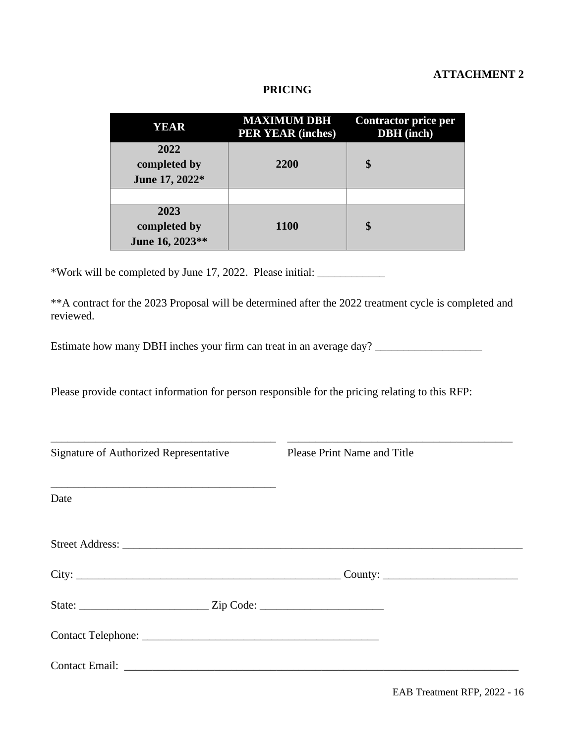**ATTACHMENT 2**

## PRICING

| YEAR | MAXIMUM DBH PER YEAR (inches) | Contractor price per DBH (inch) |
|---|---|---|
| **2022 completed by June 17, 2022*** | **2200** | **$** |
| | | |
| **2023 completed by June 16, 2023**** | **1100** | **$** |

*Work will be completed by June 17, 2022. Please initial: ____________

**A contract for the 2023 Proposal will be determined after the 2022 treatment cycle is completed and reviewed.

Estimate how many DBH inches your firm can treat in an average day? ___________________

Please provide contact information for person responsible for the pricing relating to this RFP:

_________________________________________ _________________________________________

Signature of Authorized Representative Please Print Name and Title

_________________________________________

Date

Street Address: ___________________________________________________________________________

City: ________________________________________________ County: ________________________

State: _______________________ Zip Code: ______________________

Contact Telephone: ___________________________________________

Contact Email: ________________________________________________________________________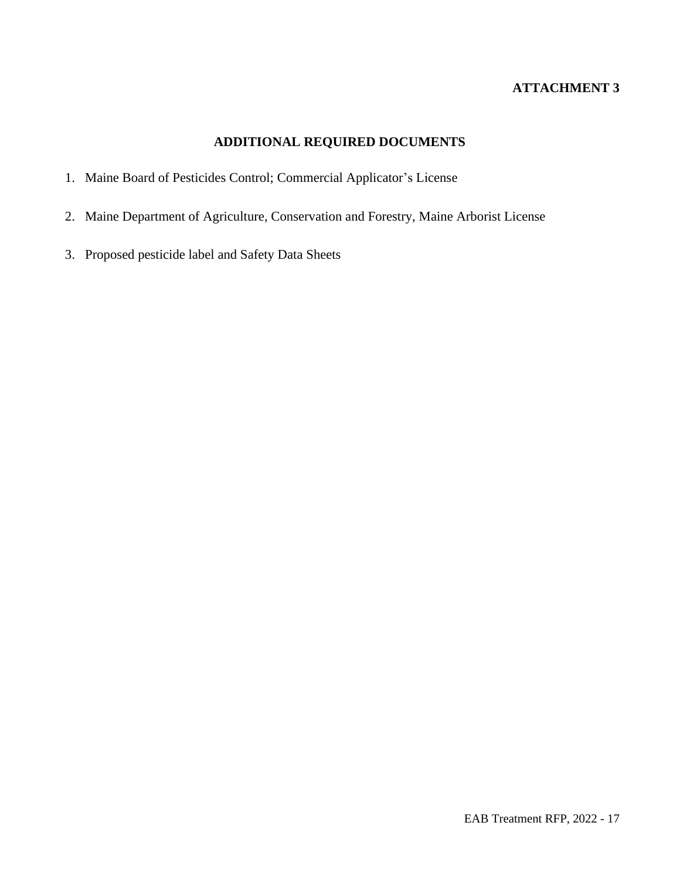**ATTACHMENT 3**

## ADDITIONAL REQUIRED DOCUMENTS

1. Maine Board of Pesticides Control; Commercial Applicator's License

2. Maine Department of Agriculture, Conservation and Forestry, Maine Arborist License

3. Proposed pesticide label and Safety Data Sheets